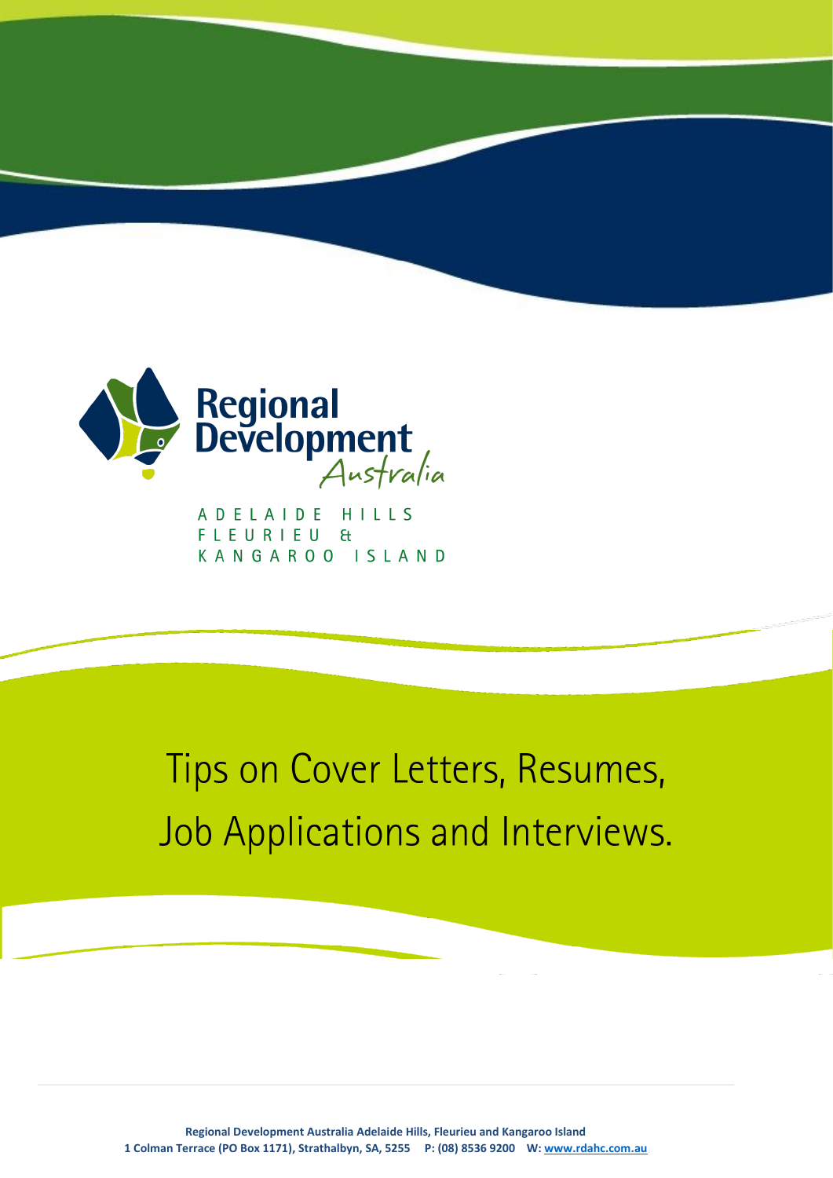Regional Development Australia

ADELAIDE HILLS
FLEURIEU &
KANGAROO ISLAND

# Tips on Cover Letters, Resumes, Job Applications and Interviews.

**Regional Development Australia Adelaide Hills, Fleurieu and Kangaroo Island**
**1 Colman Terrace (PO Box 1171), Strathalbyn, SA, 5255 P: (08) 8536 9200 W: www.rdahc.com.au**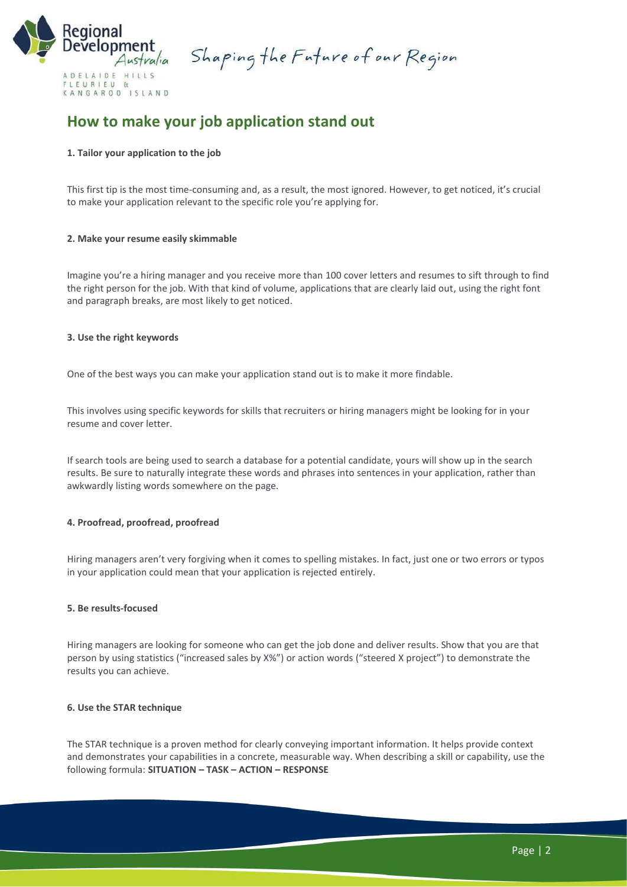## How to make your job application stand out

**1. Tailor your application to the job**

This first tip is the most time-consuming and, as a result, the most ignored. However, to get noticed, it's crucial to make your application relevant to the specific role you're applying for.

**2. Make your resume easily skimmable**

Imagine you're a hiring manager and you receive more than 100 cover letters and resumes to sift through to find the right person for the job. With that kind of volume, applications that are clearly laid out, using the right font and paragraph breaks, are most likely to get noticed.

**3. Use the right keywords**

One of the best ways you can make your application stand out is to make it more findable.

This involves using specific keywords for skills that recruiters or hiring managers might be looking for in your resume and cover letter.

If search tools are being used to search a database for a potential candidate, yours will show up in the search results. Be sure to naturally integrate these words and phrases into sentences in your application, rather than awkwardly listing words somewhere on the page.

**4. Proofread, proofread, proofread**

Hiring managers aren't very forgiving when it comes to spelling mistakes. In fact, just one or two errors or typos in your application could mean that your application is rejected entirely.

**5. Be results-focused**

Hiring managers are looking for someone who can get the job done and deliver results. Show that you are that person by using statistics ("increased sales by X%") or action words ("steered X project") to demonstrate the results you can achieve.

**6. Use the STAR technique**

The STAR technique is a proven method for clearly conveying important information. It helps provide context and demonstrates your capabilities in a concrete, measurable way. When describing a skill or capability, use the following formula: **SITUATION – TASK – ACTION – RESPONSE**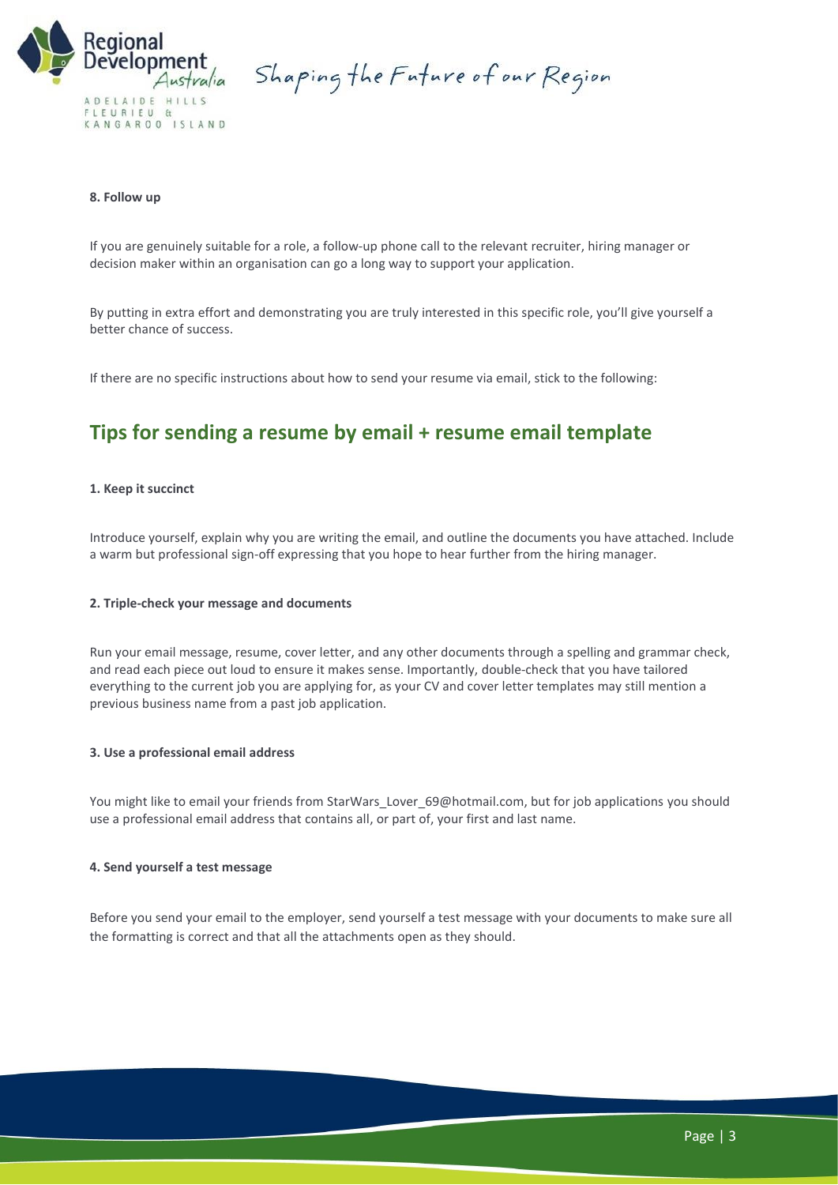**8. Follow up**

If you are genuinely suitable for a role, a follow-up phone call to the relevant recruiter, hiring manager or decision maker within an organisation can go a long way to support your application.

By putting in extra effort and demonstrating you are truly interested in this specific role, you'll give yourself a better chance of success.

If there are no specific instructions about how to send your resume via email, stick to the following:

## Tips for sending a resume by email + resume email template

**1. Keep it succinct**

Introduce yourself, explain why you are writing the email, and outline the documents you have attached. Include a warm but professional sign-off expressing that you hope to hear further from the hiring manager.

**2. Triple-check your message and documents**

Run your email message, resume, cover letter, and any other documents through a spelling and grammar check, and read each piece out loud to ensure it makes sense. Importantly, double-check that you have tailored everything to the current job you are applying for, as your CV and cover letter templates may still mention a previous business name from a past job application.

**3. Use a professional email address**

You might like to email your friends from StarWars_Lover_69@hotmail.com, but for job applications you should use a professional email address that contains all, or part of, your first and last name.

**4. Send yourself a test message**

Before you send your email to the employer, send yourself a test message with your documents to make sure all the formatting is correct and that all the attachments open as they should.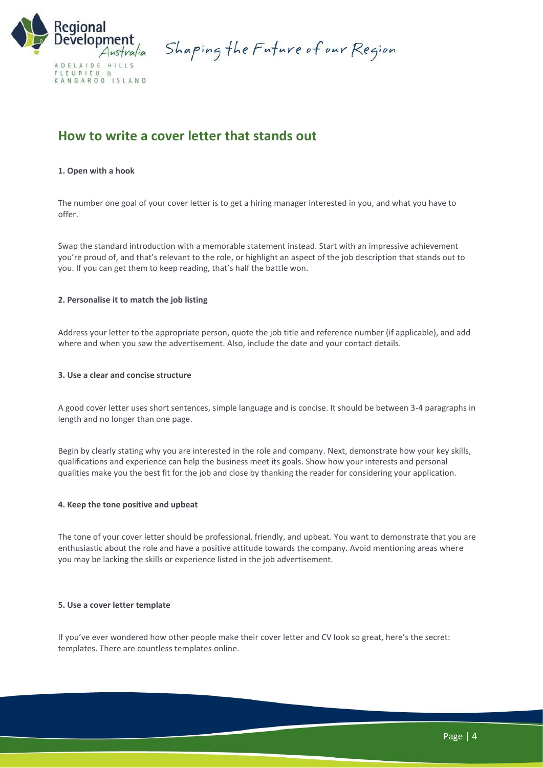## How to write a cover letter that stands out

**1. Open with a hook**

The number one goal of your cover letter is to get a hiring manager interested in you, and what you have to offer.

Swap the standard introduction with a memorable statement instead. Start with an impressive achievement you're proud of, and that's relevant to the role, or highlight an aspect of the job description that stands out to you. If you can get them to keep reading, that's half the battle won.

**2. Personalise it to match the job listing**

Address your letter to the appropriate person, quote the job title and reference number (if applicable), and add where and when you saw the advertisement. Also, include the date and your contact details.

**3. Use a clear and concise structure**

A good cover letter uses short sentences, simple language and is concise. It should be between 3-4 paragraphs in length and no longer than one page.

Begin by clearly stating why you are interested in the role and company. Next, demonstrate how your key skills, qualifications and experience can help the business meet its goals. Show how your interests and personal qualities make you the best fit for the job and close by thanking the reader for considering your application.

**4. Keep the tone positive and upbeat**

The tone of your cover letter should be professional, friendly, and upbeat. You want to demonstrate that you are enthusiastic about the role and have a positive attitude towards the company. Avoid mentioning areas where you may be lacking the skills or experience listed in the job advertisement.

**5. Use a cover letter template**

If you've ever wondered how other people make their cover letter and CV look so great, here's the secret: templates. There are countless templates online.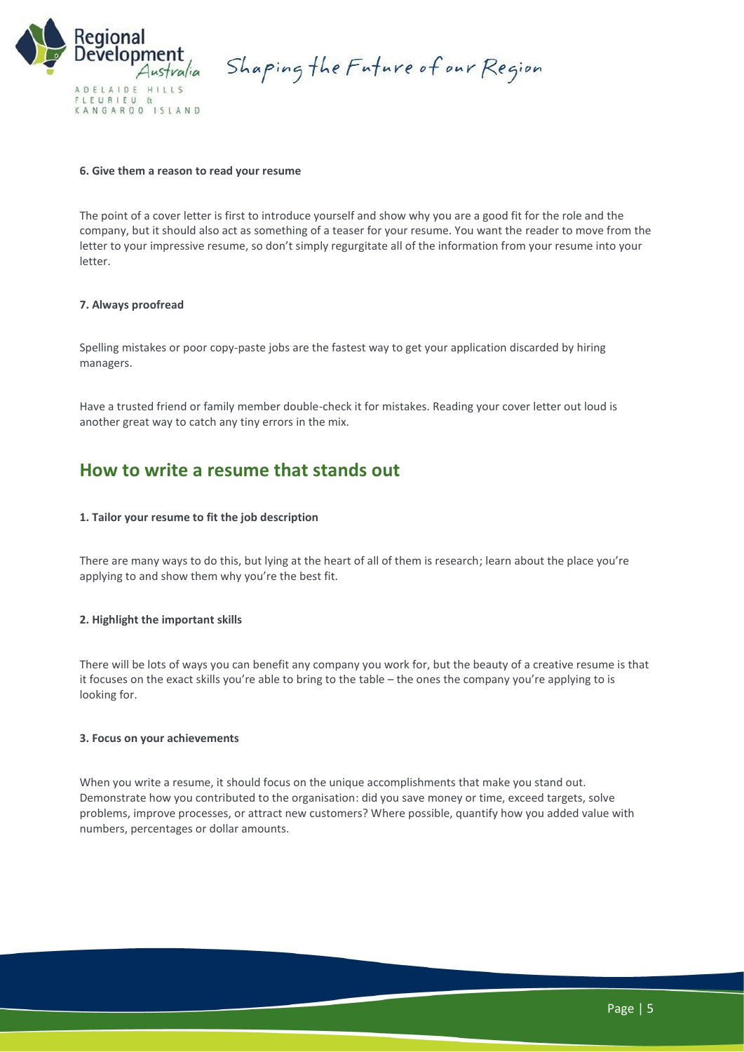#### 6. Give them a reason to read your resume

The point of a cover letter is first to introduce yourself and show why you are a good fit for the role and the company, but it should also act as something of a teaser for your resume. You want the reader to move from the letter to your impressive resume, so don't simply regurgitate all of the information from your resume into your letter.

#### 7. Always proofread

Spelling mistakes or poor copy-paste jobs are the fastest way to get your application discarded by hiring managers.

Have a trusted friend or family member double-check it for mistakes. Reading your cover letter out loud is another great way to catch any tiny errors in the mix.

## How to write a resume that stands out

#### 1. Tailor your resume to fit the job description

There are many ways to do this, but lying at the heart of all of them is research; learn about the place you're applying to and show them why you're the best fit.

#### 2. Highlight the important skills

There will be lots of ways you can benefit any company you work for, but the beauty of a creative resume is that it focuses on the exact skills you're able to bring to the table – the ones the company you're applying to is looking for.

#### 3. Focus on your achievements

When you write a resume, it should focus on the unique accomplishments that make you stand out. Demonstrate how you contributed to the organisation: did you save money or time, exceed targets, solve problems, improve processes, or attract new customers? Where possible, quantify how you added value with numbers, percentages or dollar amounts.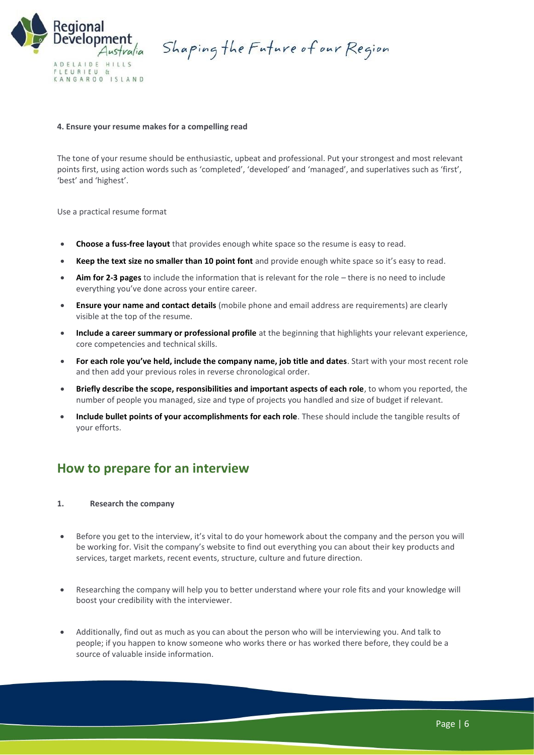**4. Ensure your resume makes for a compelling read**

The tone of your resume should be enthusiastic, upbeat and professional. Put your strongest and most relevant points first, using action words such as 'completed', 'developed' and 'managed', and superlatives such as 'first', 'best' and 'highest'.

Use a practical resume format

- **Choose a fuss-free layout** that provides enough white space so the resume is easy to read.
- **Keep the text size no smaller than 10 point font** and provide enough white space so it's easy to read.
- **Aim for 2-3 pages** to include the information that is relevant for the role – there is no need to include everything you've done across your entire career.
- **Ensure your name and contact details** (mobile phone and email address are requirements) are clearly visible at the top of the resume.
- **Include a career summary or professional profile** at the beginning that highlights your relevant experience, core competencies and technical skills.
- **For each role you've held, include the company name, job title and dates**. Start with your most recent role and then add your previous roles in reverse chronological order.
- **Briefly describe the scope, responsibilities and important aspects of each role**, to whom you reported, the number of people you managed, size and type of projects you handled and size of budget if relevant.
- **Include bullet points of your accomplishments for each role**. These should include the tangible results of your efforts.

## How to prepare for an interview

**1. Research the company**

- Before you get to the interview, it's vital to do your homework about the company and the person you will be working for. Visit the company's website to find out everything you can about their key products and services, target markets, recent events, structure, culture and future direction.
- Researching the company will help you to better understand where your role fits and your knowledge will boost your credibility with the interviewer.
- Additionally, find out as much as you can about the person who will be interviewing you. And talk to people; if you happen to know someone who works there or has worked there before, they could be a source of valuable inside information.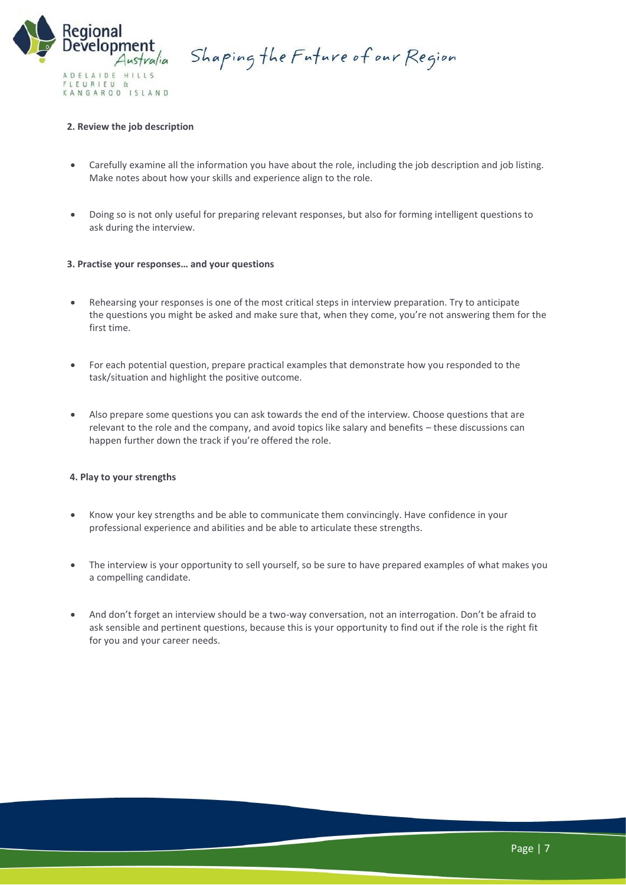**2. Review the job description**

- Carefully examine all the information you have about the role, including the job description and job listing. Make notes about how your skills and experience align to the role.

- Doing so is not only useful for preparing relevant responses, but also for forming intelligent questions to ask during the interview.

**3. Practise your responses… and your questions**

- Rehearsing your responses is one of the most critical steps in interview preparation. Try to anticipate the questions you might be asked and make sure that, when they come, you're not answering them for the first time.

- For each potential question, prepare practical examples that demonstrate how you responded to the task/situation and highlight the positive outcome.

- Also prepare some questions you can ask towards the end of the interview. Choose questions that are relevant to the role and the company, and avoid topics like salary and benefits – these discussions can happen further down the track if you're offered the role.

**4. Play to your strengths**

- Know your key strengths and be able to communicate them convincingly. Have confidence in your professional experience and abilities and be able to articulate these strengths.

- The interview is your opportunity to sell yourself, so be sure to have prepared examples of what makes you a compelling candidate.

- And don't forget an interview should be a two-way conversation, not an interrogation. Don't be afraid to ask sensible and pertinent questions, because this is your opportunity to find out if the role is the right fit for you and your career needs.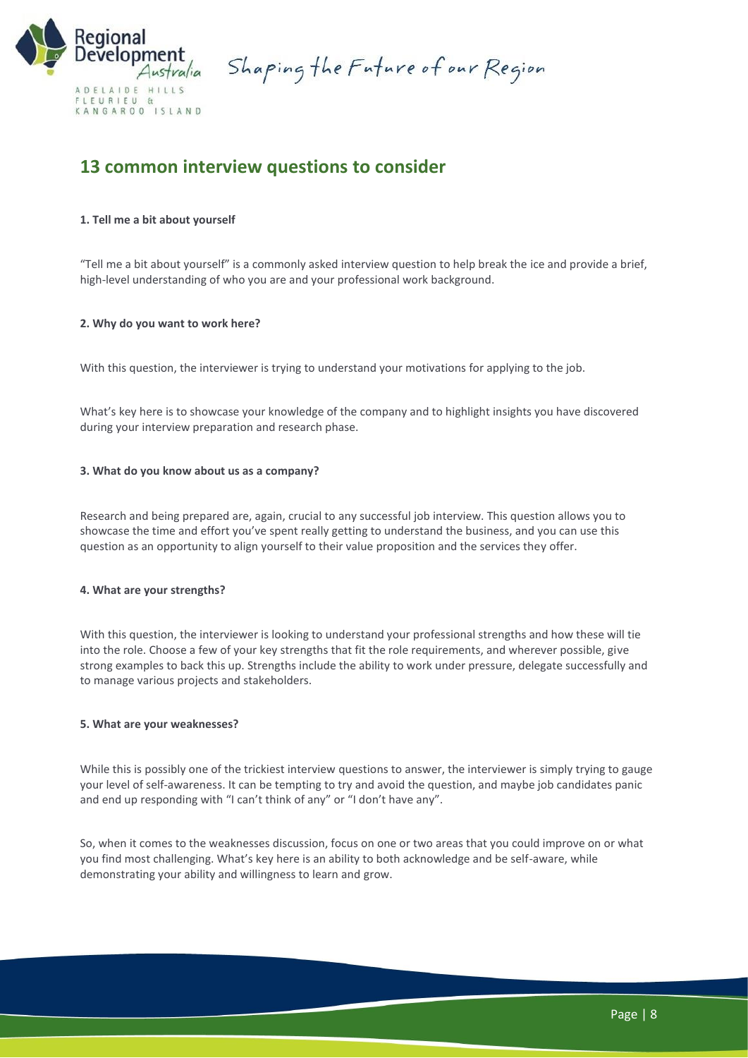## 13 common interview questions to consider

**1. Tell me a bit about yourself**

"Tell me a bit about yourself" is a commonly asked interview question to help break the ice and provide a brief, high-level understanding of who you are and your professional work background.

**2. Why do you want to work here?**

With this question, the interviewer is trying to understand your motivations for applying to the job.

What's key here is to showcase your knowledge of the company and to highlight insights you have discovered during your interview preparation and research phase.

**3. What do you know about us as a company?**

Research and being prepared are, again, crucial to any successful job interview. This question allows you to showcase the time and effort you've spent really getting to understand the business, and you can use this question as an opportunity to align yourself to their value proposition and the services they offer.

**4. What are your strengths?**

With this question, the interviewer is looking to understand your professional strengths and how these will tie into the role. Choose a few of your key strengths that fit the role requirements, and wherever possible, give strong examples to back this up. Strengths include the ability to work under pressure, delegate successfully and to manage various projects and stakeholders.

**5. What are your weaknesses?**

While this is possibly one of the trickiest interview questions to answer, the interviewer is simply trying to gauge your level of self-awareness. It can be tempting to try and avoid the question, and maybe job candidates panic and end up responding with "I can't think of any" or "I don't have any".

So, when it comes to the weaknesses discussion, focus on one or two areas that you could improve on or what you find most challenging. What's key here is an ability to both acknowledge and be self-aware, while demonstrating your ability and willingness to learn and grow.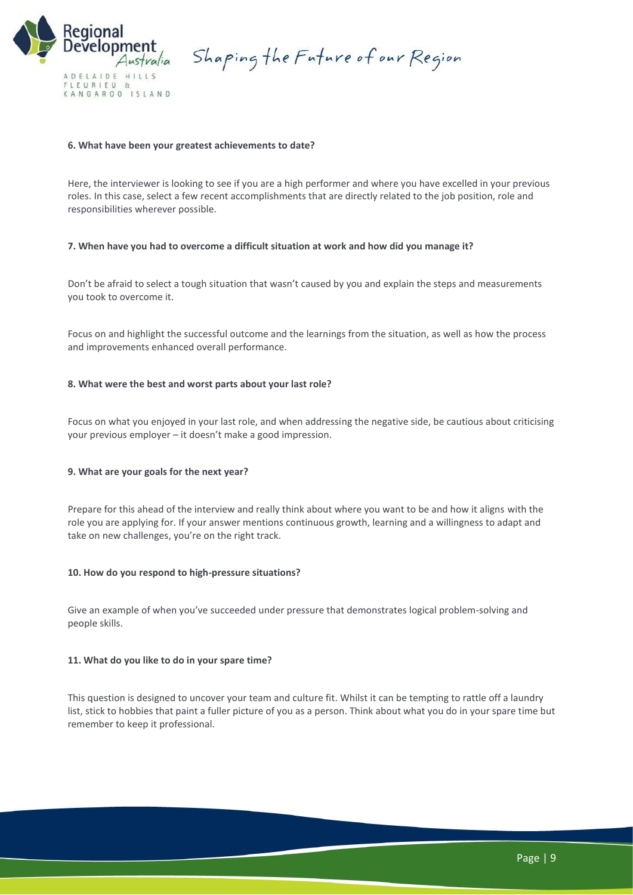**6. What have been your greatest achievements to date?**

Here, the interviewer is looking to see if you are a high performer and where you have excelled in your previous roles. In this case, select a few recent accomplishments that are directly related to the job position, role and responsibilities wherever possible.

**7. When have you had to overcome a difficult situation at work and how did you manage it?**

Don't be afraid to select a tough situation that wasn't caused by you and explain the steps and measurements you took to overcome it.

Focus on and highlight the successful outcome and the learnings from the situation, as well as how the process and improvements enhanced overall performance.

**8. What were the best and worst parts about your last role?**

Focus on what you enjoyed in your last role, and when addressing the negative side, be cautious about criticising your previous employer – it doesn't make a good impression.

**9. What are your goals for the next year?**

Prepare for this ahead of the interview and really think about where you want to be and how it aligns with the role you are applying for. If your answer mentions continuous growth, learning and a willingness to adapt and take on new challenges, you're on the right track.

**10. How do you respond to high-pressure situations?**

Give an example of when you've succeeded under pressure that demonstrates logical problem-solving and people skills.

**11. What do you like to do in your spare time?**

This question is designed to uncover your team and culture fit. Whilst it can be tempting to rattle off a laundry list, stick to hobbies that paint a fuller picture of you as a person. Think about what you do in your spare time but remember to keep it professional.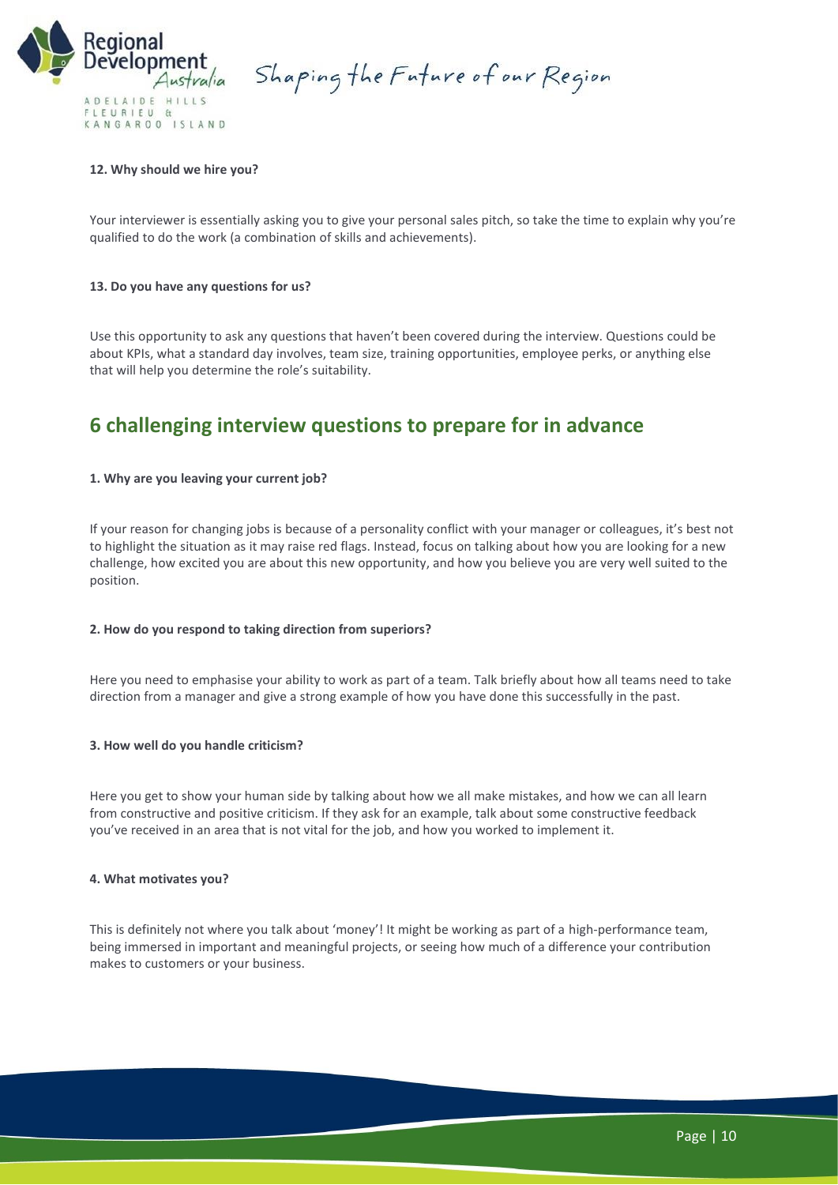**12. Why should we hire you?**

Your interviewer is essentially asking you to give your personal sales pitch, so take the time to explain why you're qualified to do the work (a combination of skills and achievements).

**13. Do you have any questions for us?**

Use this opportunity to ask any questions that haven't been covered during the interview. Questions could be about KPIs, what a standard day involves, team size, training opportunities, employee perks, or anything else that will help you determine the role's suitability.

## 6 challenging interview questions to prepare for in advance

**1. Why are you leaving your current job?**

If your reason for changing jobs is because of a personality conflict with your manager or colleagues, it's best not to highlight the situation as it may raise red flags. Instead, focus on talking about how you are looking for a new challenge, how excited you are about this new opportunity, and how you believe you are very well suited to the position.

**2. How do you respond to taking direction from superiors?**

Here you need to emphasise your ability to work as part of a team. Talk briefly about how all teams need to take direction from a manager and give a strong example of how you have done this successfully in the past.

**3. How well do you handle criticism?**

Here you get to show your human side by talking about how we all make mistakes, and how we can all learn from constructive and positive criticism. If they ask for an example, talk about some constructive feedback you've received in an area that is not vital for the job, and how you worked to implement it.

**4. What motivates you?**

This is definitely not where you talk about 'money'! It might be working as part of a high-performance team, being immersed in important and meaningful projects, or seeing how much of a difference your contribution makes to customers or your business.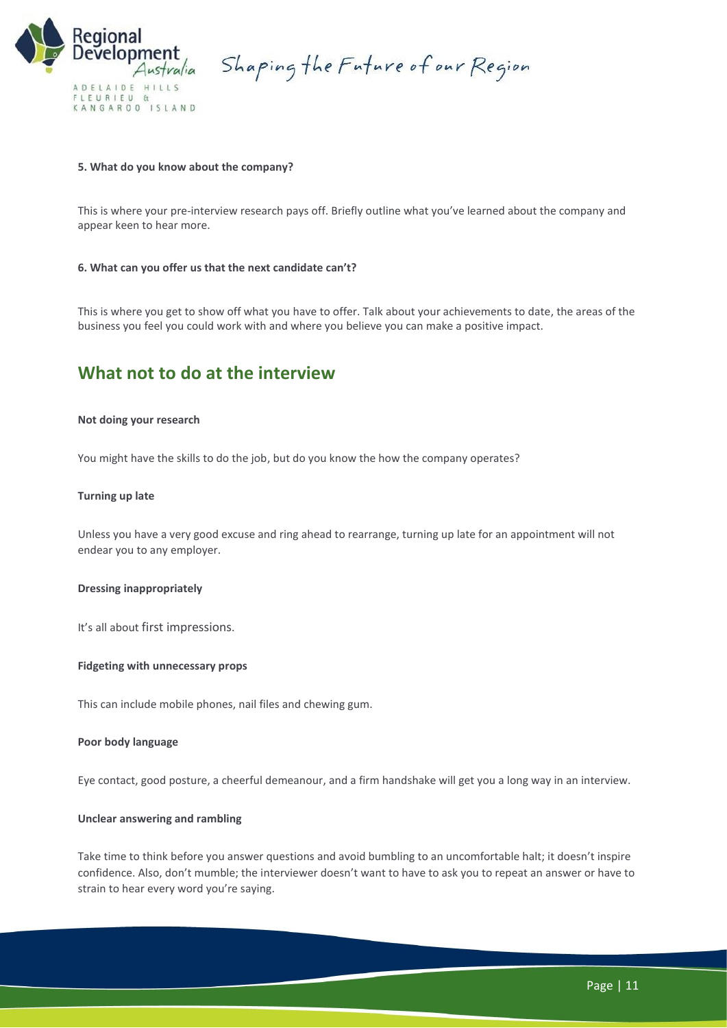**5. What do you know about the company?**

This is where your pre-interview research pays off. Briefly outline what you've learned about the company and appear keen to hear more.

**6. What can you offer us that the next candidate can't?**

This is where you get to show off what you have to offer. Talk about your achievements to date, the areas of the business you feel you could work with and where you believe you can make a positive impact.

## What not to do at the interview

**Not doing your research**

You might have the skills to do the job, but do you know the how the company operates?

**Turning up late**

Unless you have a very good excuse and ring ahead to rearrange, turning up late for an appointment will not endear you to any employer.

**Dressing inappropriately**

It's all about first impressions.

**Fidgeting with unnecessary props**

This can include mobile phones, nail files and chewing gum.

**Poor body language**

Eye contact, good posture, a cheerful demeanour, and a firm handshake will get you a long way in an interview.

**Unclear answering and rambling**

Take time to think before you answer questions and avoid bumbling to an uncomfortable halt; it doesn't inspire confidence. Also, don't mumble; the interviewer doesn't want to have to ask you to repeat an answer or have to strain to hear every word you're saying.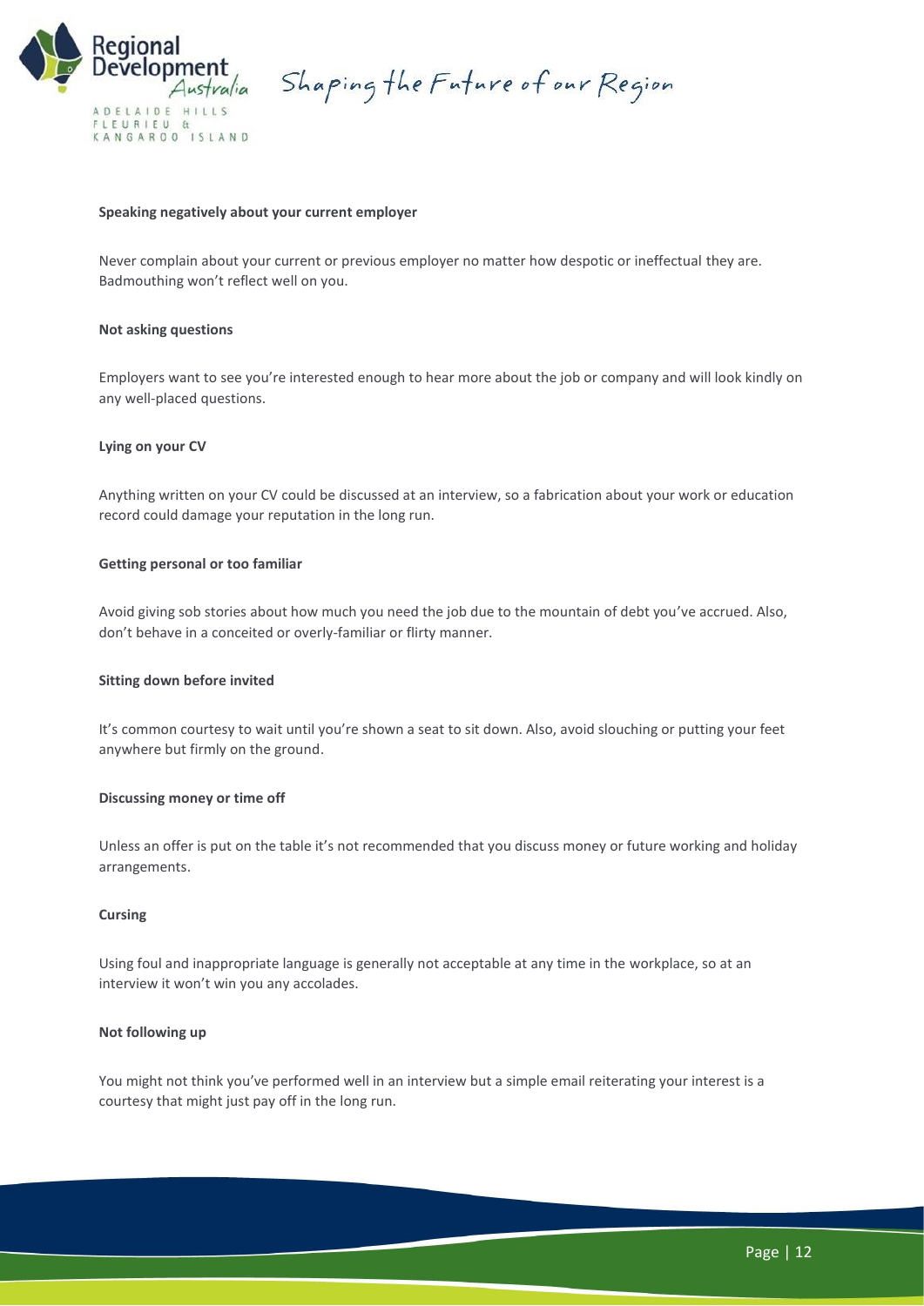**Speaking negatively about your current employer**

Never complain about your current or previous employer no matter how despotic or ineffectual they are. Badmouthing won't reflect well on you.

**Not asking questions**

Employers want to see you're interested enough to hear more about the job or company and will look kindly on any well-placed questions.

**Lying on your CV**

Anything written on your CV could be discussed at an interview, so a fabrication about your work or education record could damage your reputation in the long run.

**Getting personal or too familiar**

Avoid giving sob stories about how much you need the job due to the mountain of debt you've accrued. Also, don't behave in a conceited or overly-familiar or flirty manner.

**Sitting down before invited**

It's common courtesy to wait until you're shown a seat to sit down. Also, avoid slouching or putting your feet anywhere but firmly on the ground.

**Discussing money or time off**

Unless an offer is put on the table it's not recommended that you discuss money or future working and holiday arrangements.

**Cursing**

Using foul and inappropriate language is generally not acceptable at any time in the workplace, so at an interview it won't win you any accolades.

**Not following up**

You might not think you've performed well in an interview but a simple email reiterating your interest is a courtesy that might just pay off in the long run.